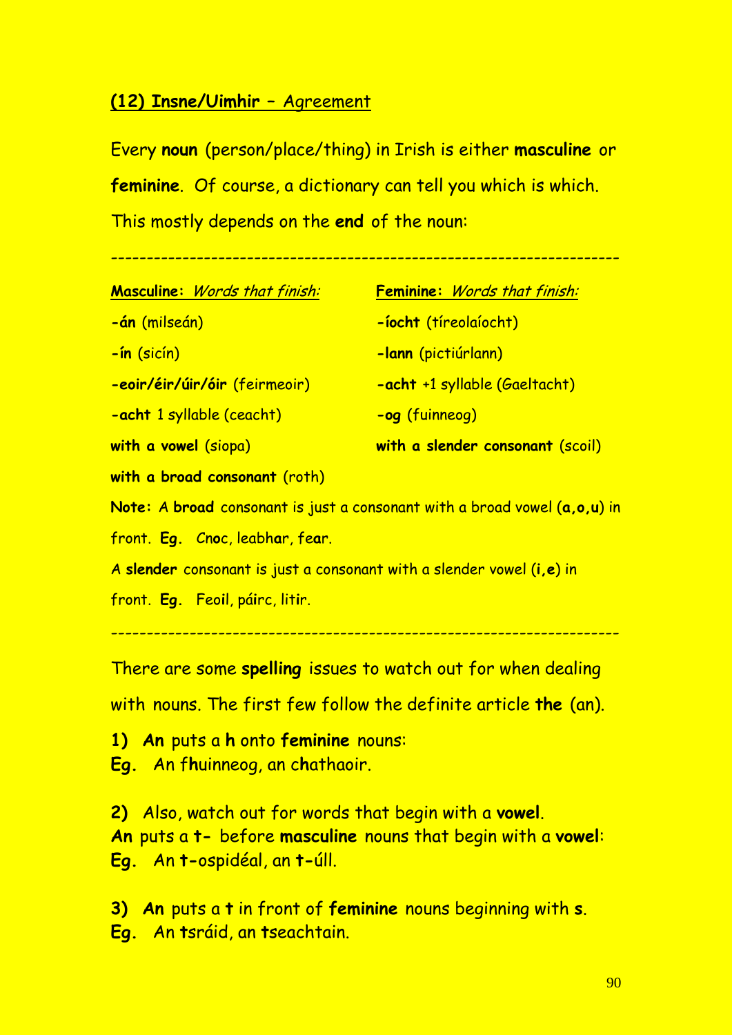## **(12) Insne/Uimhir** – Agreement

Every **noun** (person/place/thing) in Irish is either **masculine** or **feminine**. Of course, a dictionary can tell you which is which. This mostly depends on the **end** of the noun:

---

| **Masculine:** *Words that finish:* | **Feminine:** *Words that finish:* |
| --- | --- |
| **-án** (milseán) | **-íocht** (tíreolaíocht) |
| **-ín** (sicín) | **-lann** (pictiúrlann) |
| **-eoir/éir/úir/óir** (feirmeoir) | **-acht** +1 syllable (Gaeltacht) |
| **-acht** 1 syllable (ceacht) | **-og** (fuinneog) |
| **with a vowel** (siopa) | **with a slender consonant** (scoil) |
| **with a broad consonant** (roth) | |

**Note:** A **broad** consonant is just a consonant with a broad vowel (**a,o,u**) in front. **Eg.** Cnoc, leabhar, fear.

A **slender** consonant is just a consonant with a slender vowel (**i,e**) in front. **Eg.** Feoil, páirc, litir.

---

There are some **spelling** issues to watch out for when dealing with nouns. The first few follow the definite article **the** (an).

**1) An** puts a **h** onto **feminine** nouns:
**Eg.** An f**h**uinneog, an c**h**athaoir.

**2)** Also, watch out for words that begin with a **vowel**.
**An** puts a **t-** before **masculine** nouns that begin with a **vowel**:
**Eg.** An **t-**ospidéal, an **t-**úll.

**3) An** puts a **t** in front of **feminine** nouns beginning with **s**.
**Eg.** An **t**sráid, an **t**seachtain.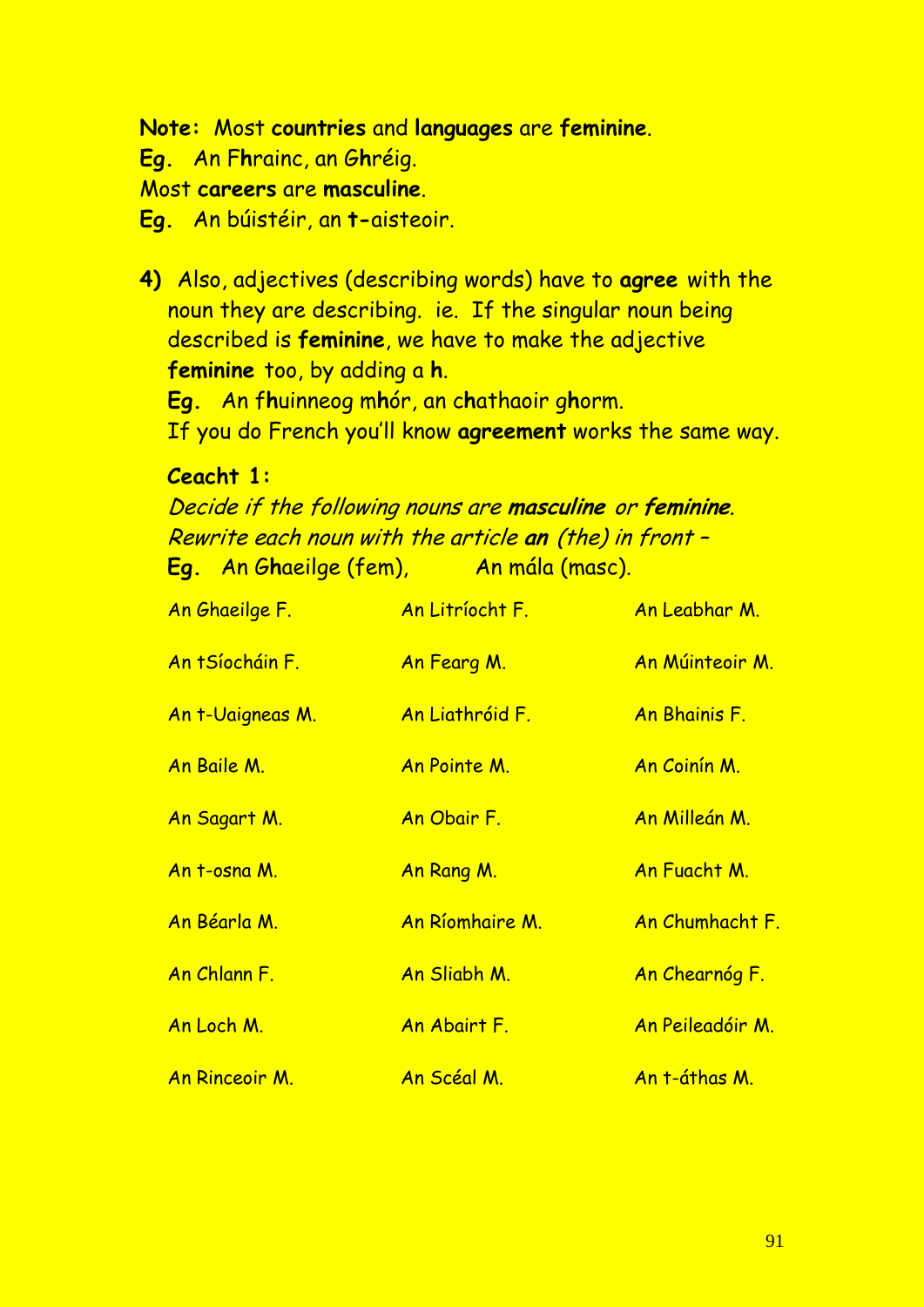**Note:** Most **countries** and **languages** are **feminine**.
**Eg.** An F**h**rainc, an G**h**réig.
Most **careers** are **masculine**.
**Eg.** An búistéir, an **t-**aisteoir.

**4)** Also, adjectives (describing words) have to **agree** with the noun they are describing. ie. If the singular noun being described is **feminine**, we have to make the adjective **feminine** too, by adding a **h**.
**Eg.** An f**h**uinneog m**h**ór, an c**h**athaoir g**h**orm.
If you do French you'll know **agreement** works the same way.

**Ceacht 1:**
*Decide if the following nouns are **masculine** or **feminine**.*
*Rewrite each noun with the article **an** (the) in front –*
**Eg.** An G**h**aeilge (fem), An mála (masc).

| | | |
|---|---|---|
| An Ghaeilge F. | An Litríocht F. | An Leabhar M. |
| An tSíocháin F. | An Fearg M. | An Múinteoir M. |
| An t-Uaigneas M. | An Liathróid F. | An Bhainis F. |
| An Baile M. | An Pointe M. | An Coinín M. |
| An Sagart M. | An Obair F. | An Milleán M. |
| An t-osna M. | An Rang M. | An Fuacht M. |
| An Béarla M. | An Ríomhaire M. | An Chumhacht F. |
| An Chlann F. | An Sliabh M. | An Chearnóg F. |
| An Loch M. | An Abairt F. | An Peileadóir M. |
| An Rinceoir M. | An Scéal M. | An t-áthas M. |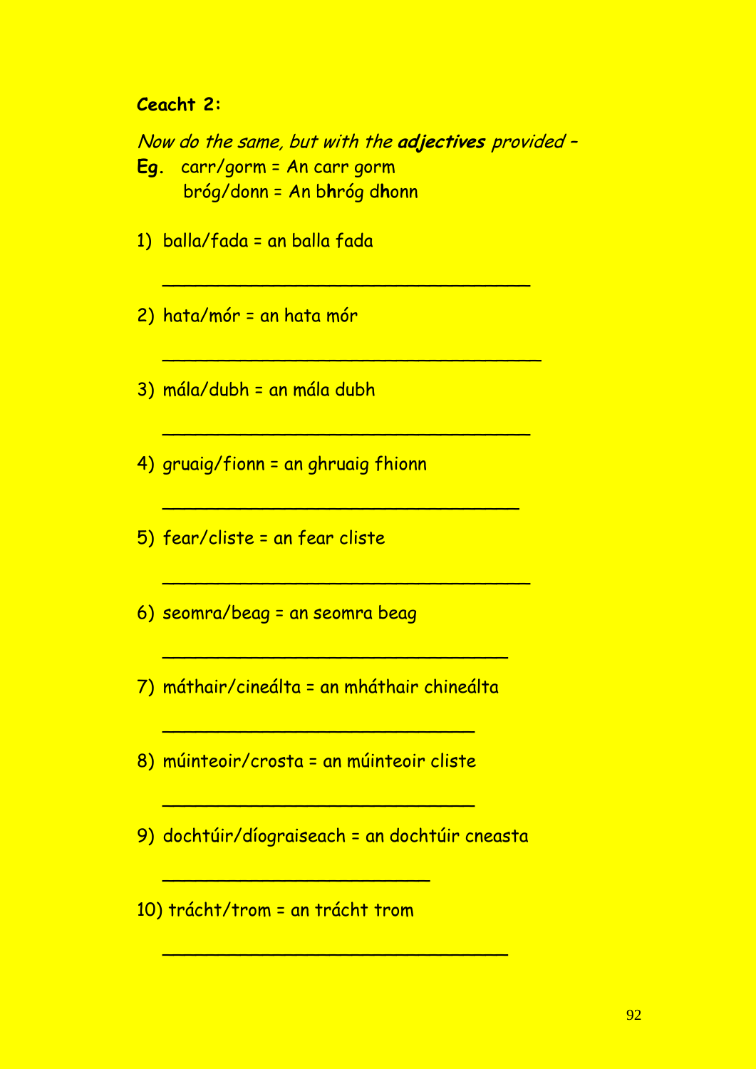**Ceacht 2:**

*Now do the same, but with the **adjectives** provided –*

**Eg.** carr/gorm = An carr gorm
bróg/donn = An b**h**róg d**h**onn

1) balla/fada = an balla fada

________________________________

2) hata/mór = an hata mór

_________________________________

3) mála/dubh = an mála dubh

________________________________

4) gruaig/fionn = an ghruaig fhionn

_______________________________

5) fear/cliste = an fear cliste

________________________________

6) seomra/beag = an seomra beag

______________________________

7) máthair/cineálta = an mháthair chineálta

___________________________

8) múinteoir/crosta = an múinteoir cliste

___________________________

9) dochtúir/díograiseach = an dochtúir cneasta

_______________________

10) trácht/trom = an trácht trom

______________________________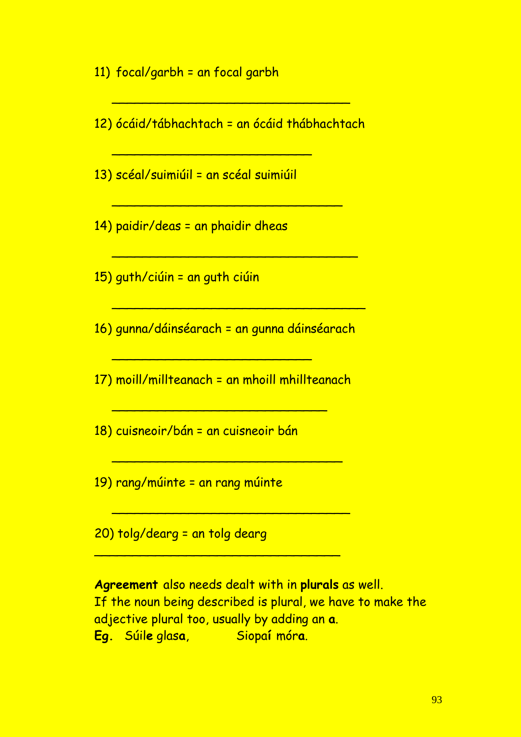11) focal/garbh = an focal garbh

________________________________

12) ócáid/tábhachtach = an ócáid thábhachtach

___________________________

13) scéal/suimiúil = an scéal suimiúil

_______________________________

14) paidir/deas = an phaidir dheas

_________________________________

15) guth/ciúin = an guth ciúin

__________________________________

16) gunna/dáinséarach = an gunna dáinséarach

___________________________

17) moill/millteanach = an mhoill mhillteanach

_____________________________

18) cuisneoir/bán = an cuisneoir bán

_______________________________

19) rang/múinte = an rang múinte

________________________________

20) tolg/dearg = an tolg dearg

_________________________________

**Agreement** also needs dealt with in **plurals** as well.
If the noun being described is plural, we have to make the adjective plural too, usually by adding an **a**.
**Eg**. Súil**e** glas**a**, Siopa**í** mór**a**.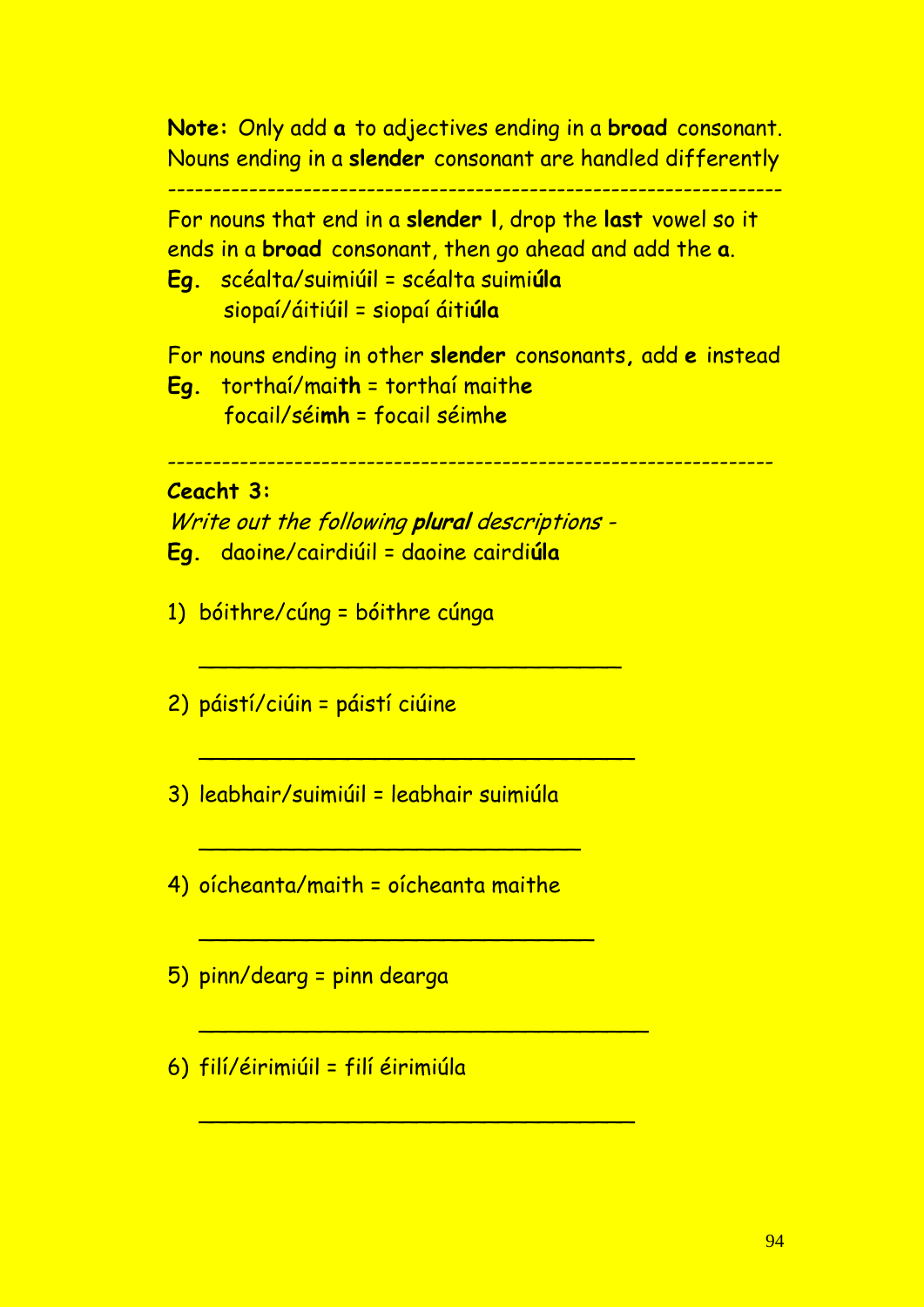**Note:** Only add **a** to adjectives ending in a **broad** consonant. Nouns ending in a **slender** consonant are handled differently

---

For nouns that end in a **slender l**, drop the **last** vowel so it ends in a **broad** consonant, then go ahead and add the **a**.

**Eg.** scéalta/suimiúil = scéalta suimi**úla**
siopaí/áitiúil = siopaí áiti**úla**

For nouns ending in other **slender** consonants, add **e** instead

**Eg.** torthaí/mai**th** = torthaí maith**e**
focail/séi**mh** = focail séimh**e**

---

**Ceacht 3:**

*Write out the following **plural** descriptions -*

**Eg.** daoine/cairdiúil = daoine cairdi**úla**

1) bóithre/cúng = bóithre cúnga

   ______________________________

2) páistí/ciúin = páistí ciúine

   ______________________________

3) leabhair/suimiúil = leabhair suimiúla

   ______________________________

4) oícheanta/maith = oícheanta maithe

   ______________________________

5) pinn/dearg = pinn dearga

   ______________________________

6) filí/éirimiúil = filí éirimiúla

   ______________________________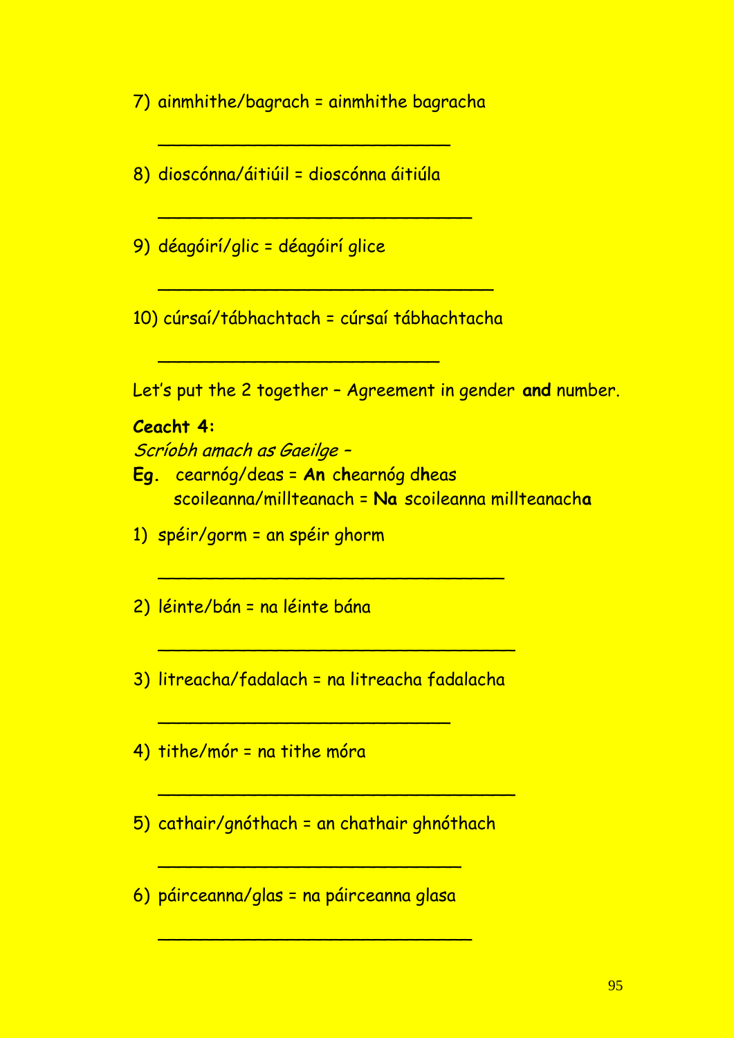7) ainmhithe/bagrach = ainmhithe bagracha

___________________________

8) dioscónna/áitiúil = dioscónna áitiúla

_____________________________

9) déagóirí/glic = déagóirí glice

_______________________________

10) cúrsaí/tábhachtach = cúrsaí tábhachtacha

__________________________

Let's put the 2 together – Agreement in gender **and** number.

**Ceacht 4:**

*Scríobh amach as Gaeilge –*

**Eg.** cearnóg/deas = **An** c**h**earnóg d**h**eas
scoileanna/millteanach = **Na** scoileanna millteanach**a**

1) spéir/gorm = an spéir ghorm

________________________________

2) léinte/bán = na léinte bána

_________________________________

3) litreacha/fadalach = na litreacha fadalacha

___________________________

4) tithe/mór = na tithe móra

_________________________________

5) cathair/gnóthach = an chathair ghnóthach

____________________________

6) páirceanna/glas = na páirceanna glasa

_____________________________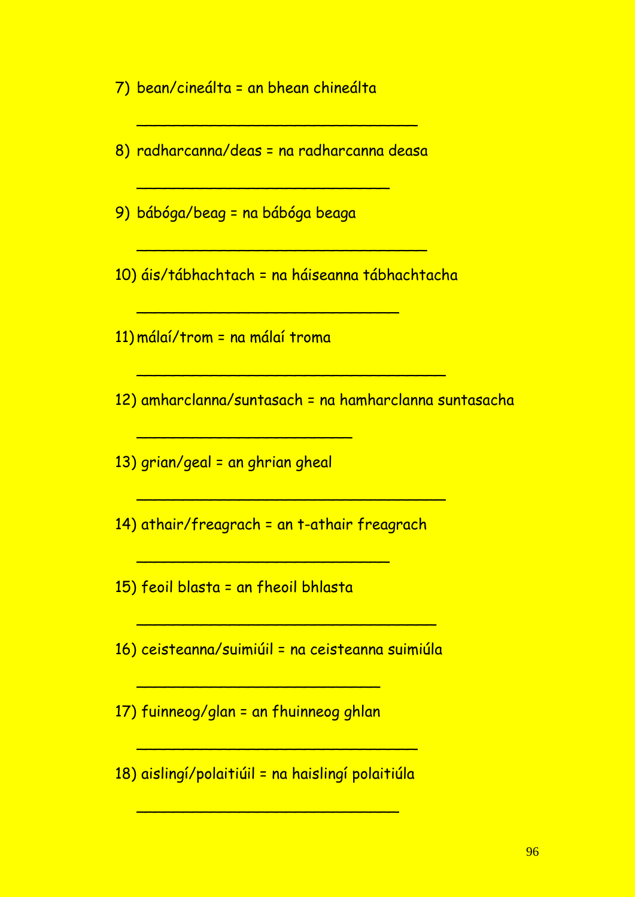7) bean/cineálta = an bhean chineálta

______________________________

8) radharcanna/deas = na radharcanna deasa

___________________________

9) bábóga/beag = na bábóga beaga

_______________________________

10) áis/tábhachtach = na háiseanna tábhachtacha

____________________________

11) málaí/trom = na málaí troma

_________________________________

12) amharclanna/suntasach = na hamharclanna suntasacha

_______________________

13) grian/geal = an ghrian gheal

_________________________________

14) athair/freagrach = an t-athair freagrach

___________________________

15) feoil blasta = an fheoil bhlasta

________________________________

16) ceisteanna/suimiúil = na ceisteanna suimiúla

__________________________

17) fuinneog/glan = an fhuinneog ghlan

______________________________

18) aislingí/polaitiúil = na haislingí polaitiúla

____________________________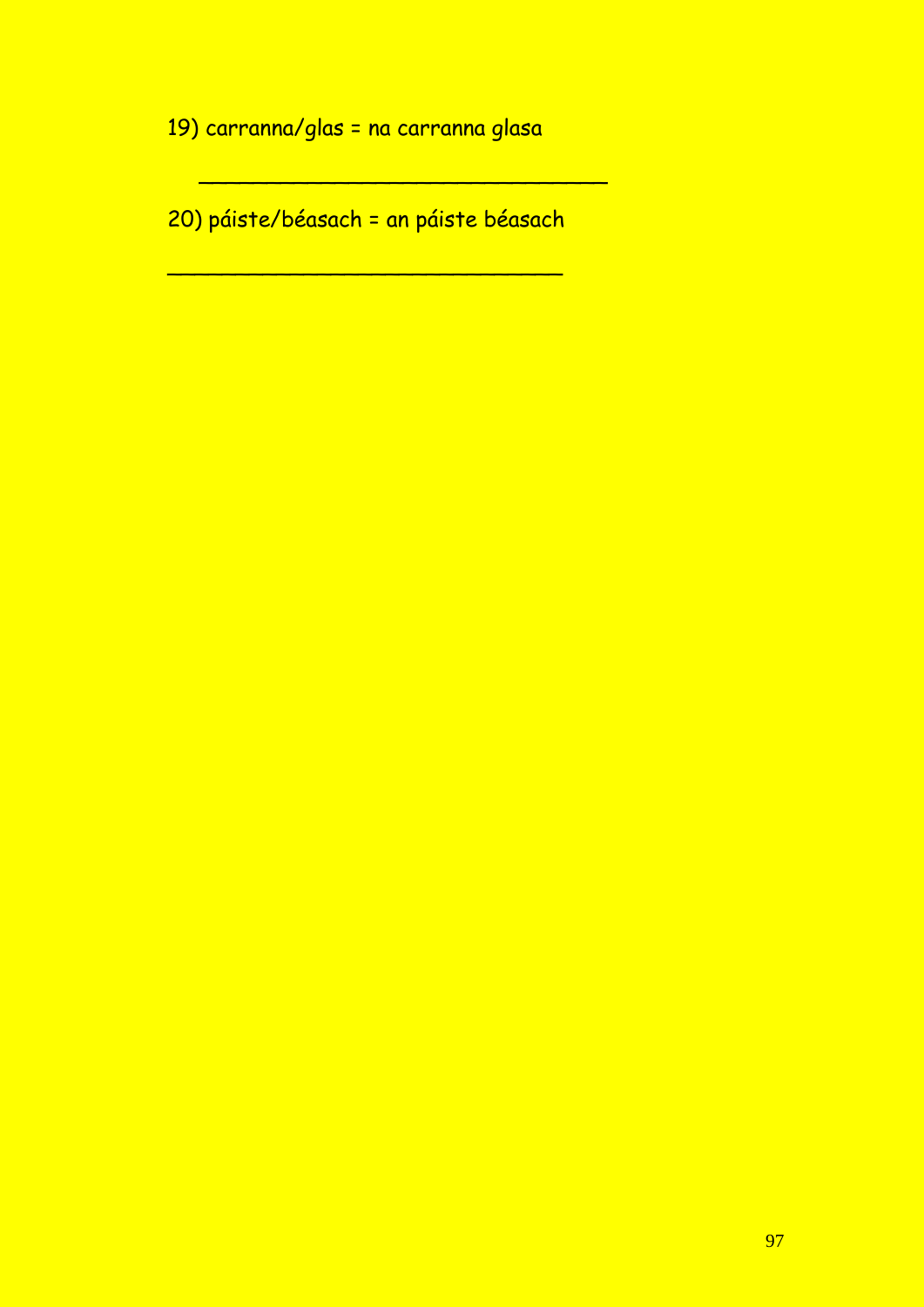19) carranna/glas = na carranna glasa

______________________________

20) páiste/béasach = an páiste béasach

______________________________